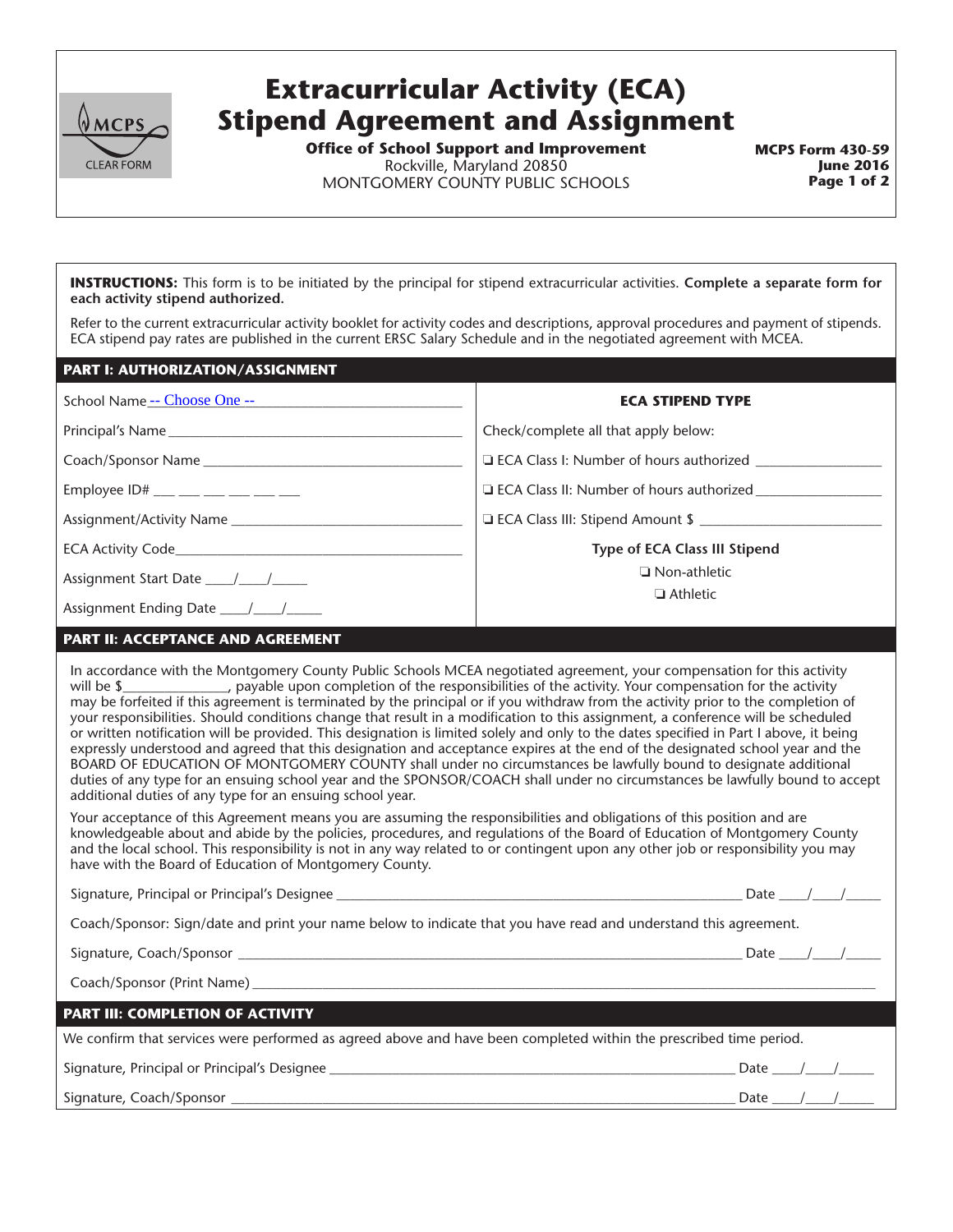# Extracurricular Activity (ECA) Stipend Agreement and Assignment

**Office of School Support and Improvement**
Rockville, Maryland 20850
MONTGOMERY COUNTY PUBLIC SCHOOLS

**MCPS Form 430-59**
**June 2016**

MCPS CLEAR FORM

**INSTRUCTIONS:** This form is to be initiated by the principal for stipend extracurricular activities. **Complete a separate form for each activity stipend authorized.**

Refer to the current extracurricular activity booklet for activity codes and descriptions, approval procedures and payment of stipends. ECA stipend pay rates are published in the current ERSC Salary Schedule and in the negotiated agreement with MCEA.

## PART I: AUTHORIZATION/ASSIGNMENT

| | **ECA STIPEND TYPE** |
|---|---|
| School Name -- Choose One -- | Check/complete all that apply below: |
| Principal's Name ____________ | ❑ ECA Class I: Number of hours authorized ____________ |
| Coach/Sponsor Name ____________ | ❑ ECA Class II: Number of hours authorized ____________ |
| Employee ID# ___ ___ ___ ___ ___ ___ | ❑ ECA Class III: Stipend Amount $ ____________ |
| Assignment/Activity Name ____________ | **Type of ECA Class III Stipend** |
| ECA Activity Code____________ | ❑ Non-athletic |
| Assignment Start Date ____/____/_____ | ❑ Athletic |
| Assignment Ending Date ____/____/_____ | |

## PART II: ACCEPTANCE AND AGREEMENT

In accordance with the Montgomery County Public Schools MCEA negotiated agreement, your compensation for this activity will be $______________, payable upon completion of the responsibilities of the activity. Your compensation for the activity may be forfeited if this agreement is terminated by the principal or if you withdraw from the activity prior to the completion of your responsibilities. Should conditions change that result in a modification to this assignment, a conference will be scheduled or written notification will be provided. This designation is limited solely and only to the dates specified in Part I above, it being expressly understood and agreed that this designation and acceptance expires at the end of the designated school year and the BOARD OF EDUCATION OF MONTGOMERY COUNTY shall under no circumstances be lawfully bound to designate additional duties of any type for an ensuing school year and the SPONSOR/COACH shall under no circumstances be lawfully bound to accept additional duties of any type for an ensuing school year.

Your acceptance of this Agreement means you are assuming the responsibilities and obligations of this position and are knowledgeable about and abide by the policies, procedures, and regulations of the Board of Education of Montgomery County and the local school. This responsibility is not in any way related to or contingent upon any other job or responsibility you may have with the Board of Education of Montgomery County.

Signature, Principal or Principal's Designee ______________________________ Date ____/____/_____

Coach/Sponsor: Sign/date and print your name below to indicate that you have read and understand this agreement.

Signature, Coach/Sponsor ______________________________ Date ____/____/_____

Coach/Sponsor (Print Name) ______________________________

## PART III: COMPLETION OF ACTIVITY

We confirm that services were performed as agreed above and have been completed within the prescribed time period.

Signature, Principal or Principal's Designee ______________________________ Date ____/____/_____

Signature, Coach/Sponsor ______________________________ Date ____/____/_____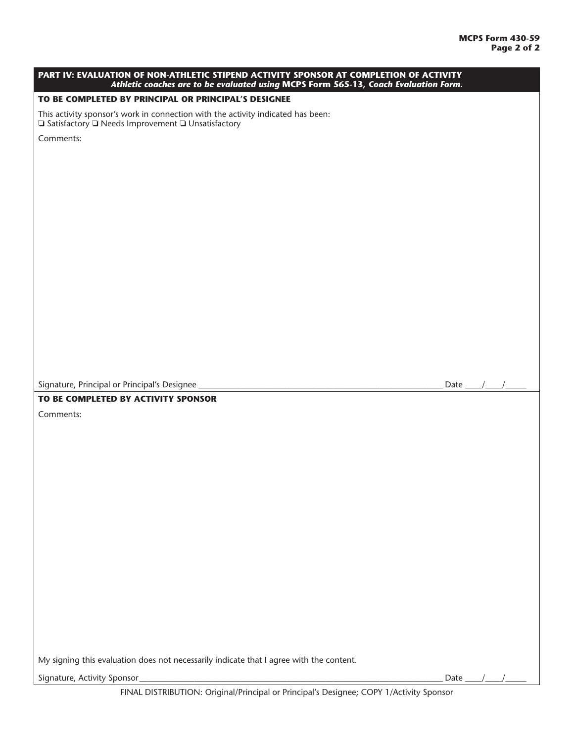## PART IV: EVALUATION OF NON-ATHLETIC STIPEND ACTIVITY SPONSOR AT COMPLETION OF ACTIVITY

***Athletic coaches are to be evaluated using* MCPS Form 565-13, *Coach Evaluation Form*.**

### TO BE COMPLETED BY PRINCIPAL OR PRINCIPAL'S DESIGNEE

This activity sponsor's work in connection with the activity indicated has been:

❏ Satisfactory ❏ Needs Improvement ❏ Unsatisfactory

Comments:

Signature, Principal or Principal's Designee ______________________________ Date ____/____/_____

### TO BE COMPLETED BY ACTIVITY SPONSOR

Comments:

My signing this evaluation does not necessarily indicate that I agree with the content.

Signature, Activity Sponsor______________________________ Date ____/____/_____

FINAL DISTRIBUTION: Original/Principal or Principal's Designee; COPY 1/Activity Sponsor